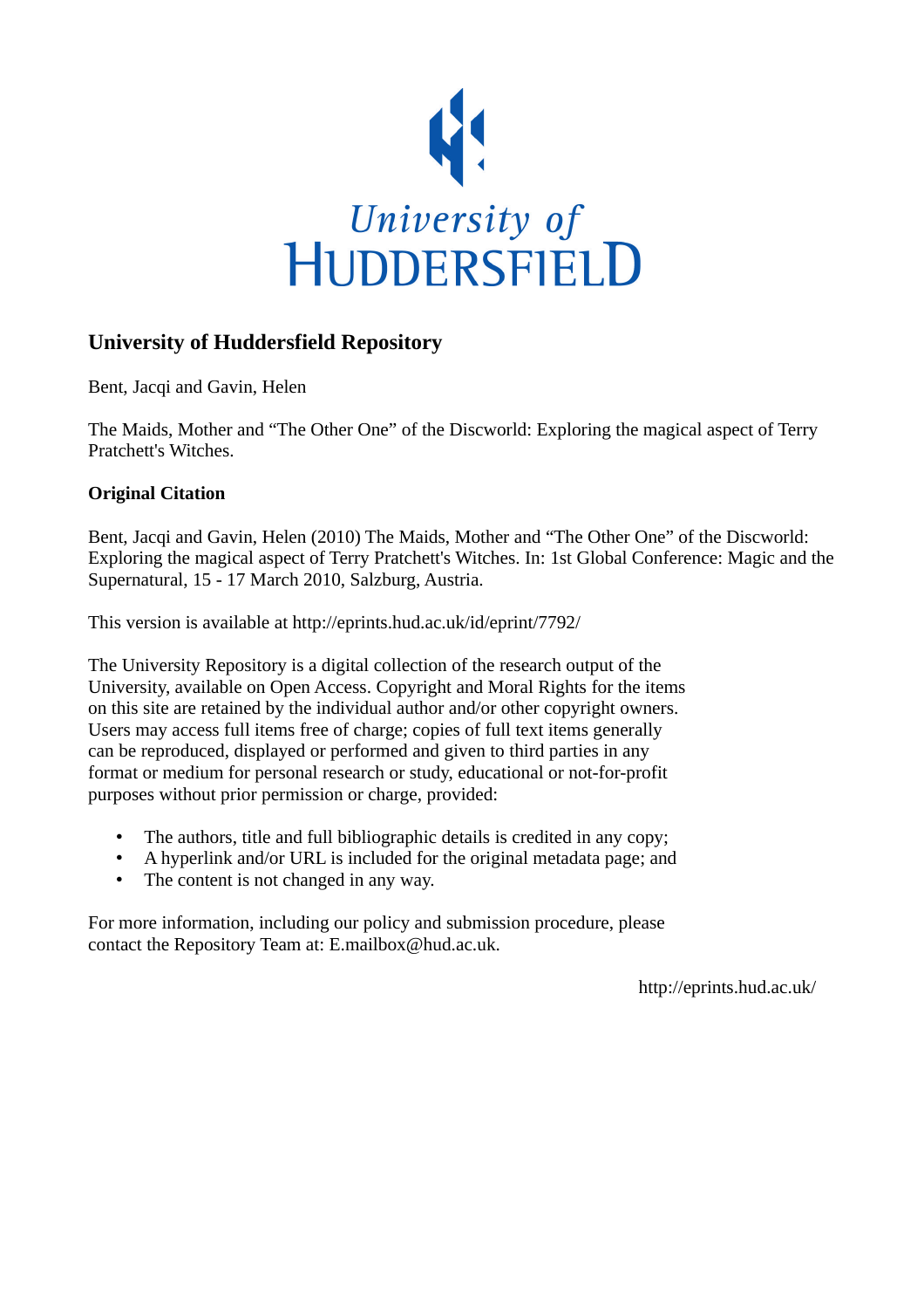University of HUDDERSFIELD

## University of Huddersfield Repository

Bent, Jacqi and Gavin, Helen

The Maids, Mother and “The Other One” of the Discworld: Exploring the magical aspect of Terry Pratchett's Witches.

### Original Citation

Bent, Jacqi and Gavin, Helen (2010) The Maids, Mother and “The Other One” of the Discworld: Exploring the magical aspect of Terry Pratchett's Witches. In: 1st Global Conference: Magic and the Supernatural, 15 - 17 March 2010, Salzburg, Austria.

This version is available at http://eprints.hud.ac.uk/id/eprint/7792/

The University Repository is a digital collection of the research output of the University, available on Open Access. Copyright and Moral Rights for the items on this site are retained by the individual author and/or other copyright owners. Users may access full items free of charge; copies of full text items generally can be reproduced, displayed or performed and given to third parties in any format or medium for personal research or study, educational or not-for-profit purposes without prior permission or charge, provided:

- The authors, title and full bibliographic details is credited in any copy;
- A hyperlink and/or URL is included for the original metadata page; and
- The content is not changed in any way.

For more information, including our policy and submission procedure, please contact the Repository Team at: E.mailbox@hud.ac.uk.

http://eprints.hud.ac.uk/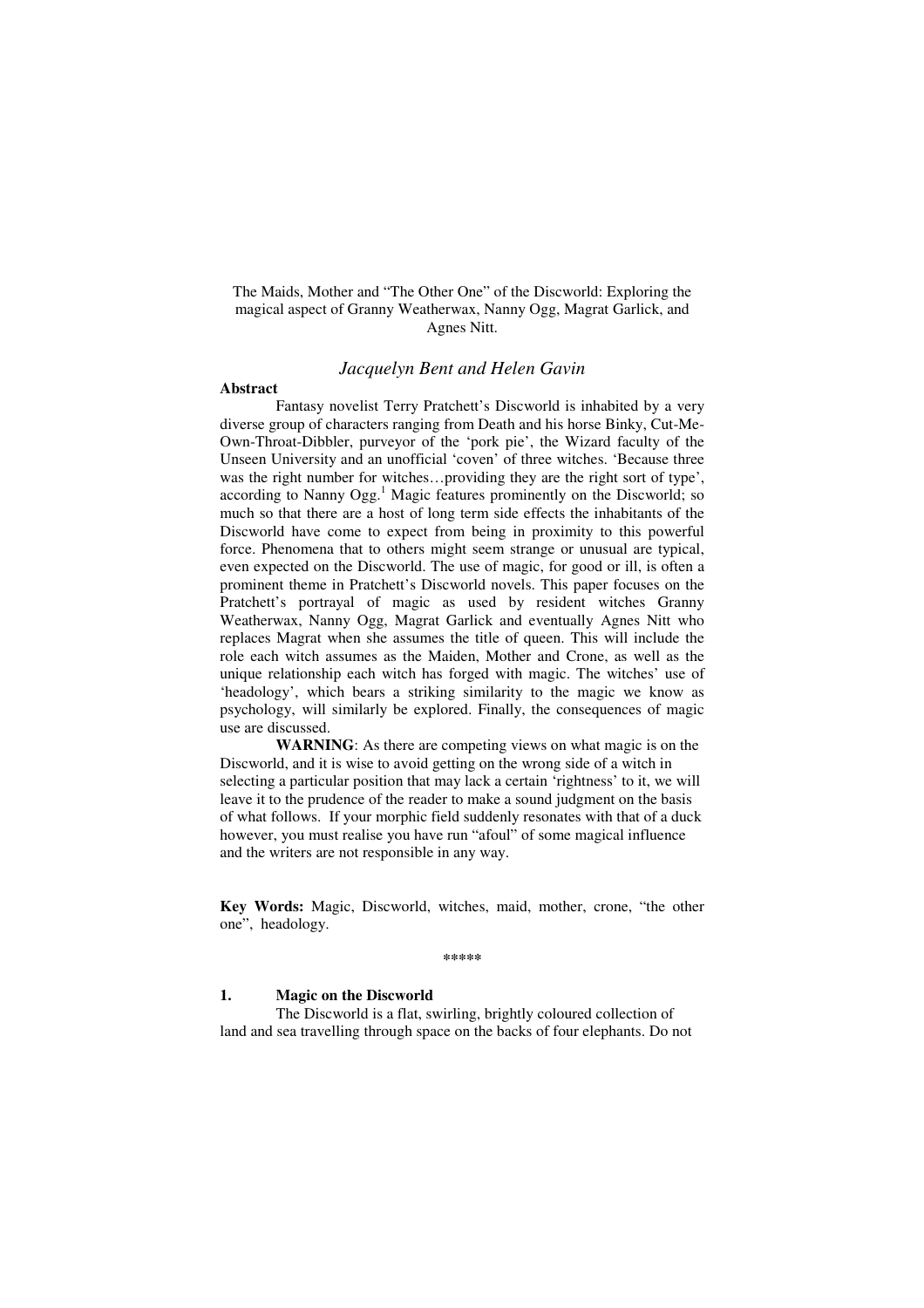The Maids, Mother and "The Other One" of the Discworld: Exploring the magical aspect of Granny Weatherwax, Nanny Ogg, Magrat Garlick, and Agnes Nitt.

*Jacquelyn Bent and Helen Gavin*

**Abstract**

Fantasy novelist Terry Pratchett's Discworld is inhabited by a very diverse group of characters ranging from Death and his horse Binky, Cut-Me-Own-Throat-Dibbler, purveyor of the 'pork pie', the Wizard faculty of the Unseen University and an unofficial 'coven' of three witches. 'Because three was the right number for witches…providing they are the right sort of type', according to Nanny Ogg.[1] Magic features prominently on the Discworld; so much so that there are a host of long term side effects the inhabitants of the Discworld have come to expect from being in proximity to this powerful force. Phenomena that to others might seem strange or unusual are typical, even expected on the Discworld. The use of magic, for good or ill, is often a prominent theme in Pratchett's Discworld novels. This paper focuses on the Pratchett's portrayal of magic as used by resident witches Granny Weatherwax, Nanny Ogg, Magrat Garlick and eventually Agnes Nitt who replaces Magrat when she assumes the title of queen. This will include the role each witch assumes as the Maiden, Mother and Crone, as well as the unique relationship each witch has forged with magic. The witches' use of 'headology', which bears a striking similarity to the magic we know as psychology, will similarly be explored. Finally, the consequences of magic use are discussed.

**WARNING**: As there are competing views on what magic is on the Discworld, and it is wise to avoid getting on the wrong side of a witch in selecting a particular position that may lack a certain 'rightness' to it, we will leave it to the prudence of the reader to make a sound judgment on the basis of what follows. If your morphic field suddenly resonates with that of a duck however, you must realise you have run "afoul" of some magical influence and the writers are not responsible in any way.

**Key Words:** Magic, Discworld, witches, maid, mother, crone, "the other one", headology.

\*\*\*\*\*

## 1. Magic on the Discworld

The Discworld is a flat, swirling, brightly coloured collection of land and sea travelling through space on the backs of four elephants. Do not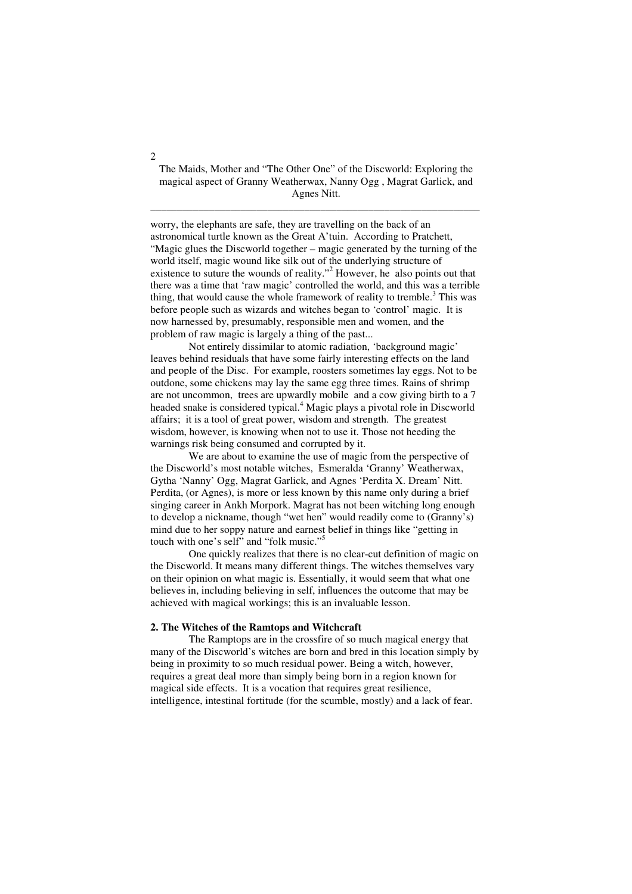worry, the elephants are safe, they are travelling on the back of an astronomical turtle known as the Great A'tuin. According to Pratchett, "Magic glues the Discworld together – magic generated by the turning of the world itself, magic wound like silk out of the underlying structure of existence to suture the wounds of reality."[2] However, he also points out that there was a time that 'raw magic' controlled the world, and this was a terrible thing, that would cause the whole framework of reality to tremble.[3] This was before people such as wizards and witches began to 'control' magic. It is now harnessed by, presumably, responsible men and women, and the problem of raw magic is largely a thing of the past...

Not entirely dissimilar to atomic radiation, 'background magic' leaves behind residuals that have some fairly interesting effects on the land and people of the Disc. For example, roosters sometimes lay eggs. Not to be outdone, some chickens may lay the same egg three times. Rains of shrimp are not uncommon, trees are upwardly mobile and a cow giving birth to a 7 headed snake is considered typical.[4] Magic plays a pivotal role in Discworld affairs; it is a tool of great power, wisdom and strength. The greatest wisdom, however, is knowing when not to use it. Those not heeding the warnings risk being consumed and corrupted by it.

We are about to examine the use of magic from the perspective of the Discworld's most notable witches, Esmeralda 'Granny' Weatherwax, Gytha 'Nanny' Ogg, Magrat Garlick, and Agnes 'Perdita X. Dream' Nitt. Perdita, (or Agnes), is more or less known by this name only during a brief singing career in Ankh Morpork. Magrat has not been witching long enough to develop a nickname, though "wet hen" would readily come to (Granny's) mind due to her soppy nature and earnest belief in things like "getting in touch with one's self" and "folk music."[5]

One quickly realizes that there is no clear-cut definition of magic on the Discworld. It means many different things. The witches themselves vary on their opinion on what magic is. Essentially, it would seem that what one believes in, including believing in self, influences the outcome that may be achieved with magical workings; this is an invaluable lesson.

## 2. The Witches of the Ramtops and Witchcraft

The Ramtops are in the crossfire of so much magical energy that many of the Discworld's witches are born and bred in this location simply by being in proximity to so much residual power. Being a witch, however, requires a great deal more than simply being born in a region known for magical side effects. It is a vocation that requires great resilience, intelligence, intestinal fortitude (for the scumble, mostly) and a lack of fear.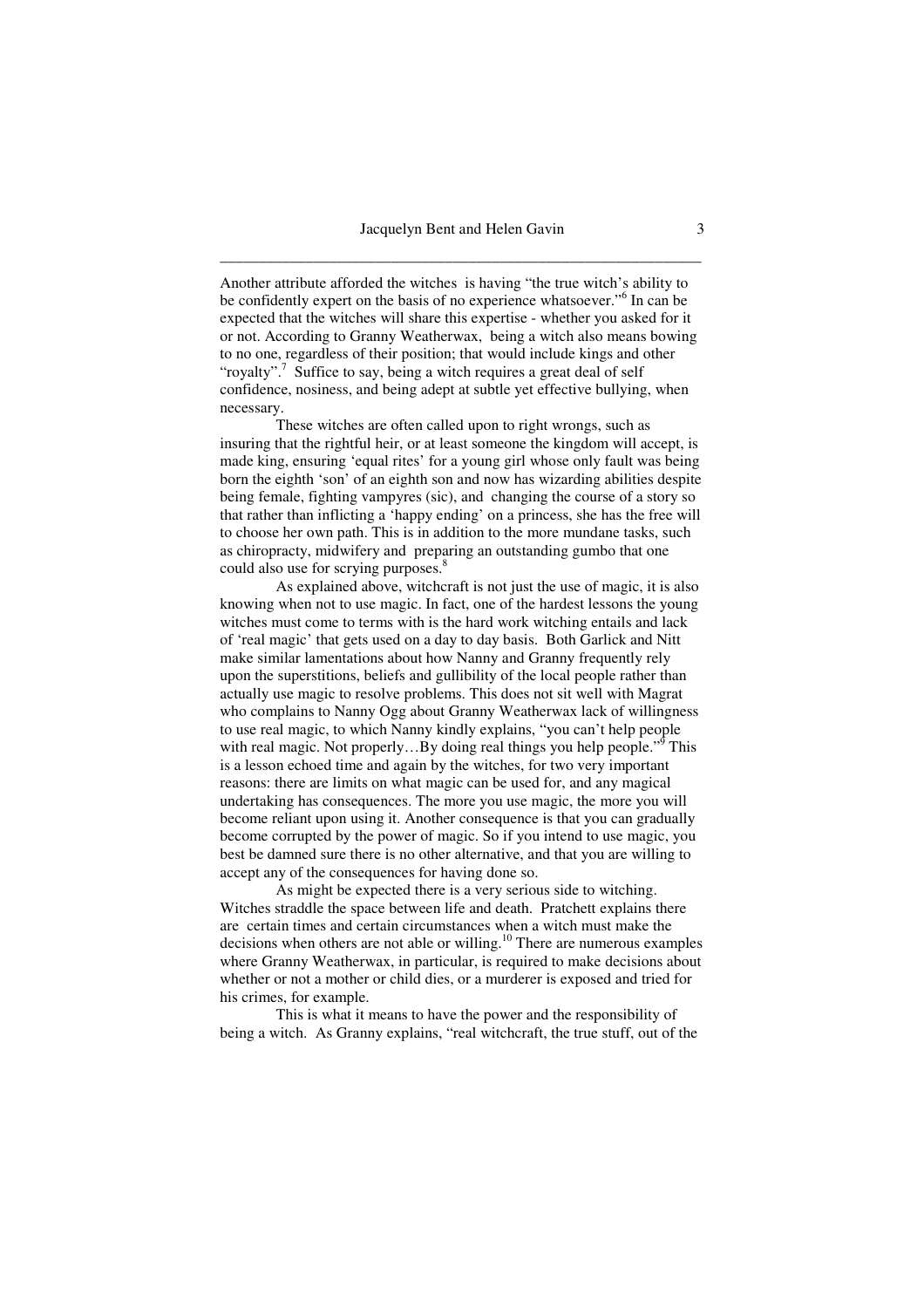Another attribute afforded the witches is having "the true witch's ability to be confidently expert on the basis of no experience whatsoever."[6] In can be expected that the witches will share this expertise - whether you asked for it or not. According to Granny Weatherwax, being a witch also means bowing to no one, regardless of their position; that would include kings and other "royalty".[7] Suffice to say, being a witch requires a great deal of self confidence, nosiness, and being adept at subtle yet effective bullying, when necessary.

These witches are often called upon to right wrongs, such as insuring that the rightful heir, or at least someone the kingdom will accept, is made king, ensuring 'equal rites' for a young girl whose only fault was being born the eighth 'son' of an eighth son and now has wizarding abilities despite being female, fighting vampyres (sic), and changing the course of a story so that rather than inflicting a 'happy ending' on a princess, she has the free will to choose her own path. This is in addition to the more mundane tasks, such as chiropracty, midwifery and preparing an outstanding gumbo that one could also use for scrying purposes.[8]

As explained above, witchcraft is not just the use of magic, it is also knowing when not to use magic. In fact, one of the hardest lessons the young witches must come to terms with is the hard work witching entails and lack of 'real magic' that gets used on a day to day basis. Both Garlick and Nitt make similar lamentations about how Nanny and Granny frequently rely upon the superstitions, beliefs and gullibility of the local people rather than actually use magic to resolve problems. This does not sit well with Magrat who complains to Nanny Ogg about Granny Weatherwax lack of willingness to use real magic, to which Nanny kindly explains, "you can't help people with real magic. Not properly…By doing real things you help people."[9] This is a lesson echoed time and again by the witches, for two very important reasons: there are limits on what magic can be used for, and any magical undertaking has consequences. The more you use magic, the more you will become reliant upon using it. Another consequence is that you can gradually become corrupted by the power of magic. So if you intend to use magic, you best be damned sure there is no other alternative, and that you are willing to accept any of the consequences for having done so.

As might be expected there is a very serious side to witching. Witches straddle the space between life and death. Pratchett explains there are certain times and certain circumstances when a witch must make the decisions when others are not able or willing.[10] There are numerous examples where Granny Weatherwax, in particular, is required to make decisions about whether or not a mother or child dies, or a murderer is exposed and tried for his crimes, for example.

This is what it means to have the power and the responsibility of being a witch. As Granny explains, "real witchcraft, the true stuff, out of the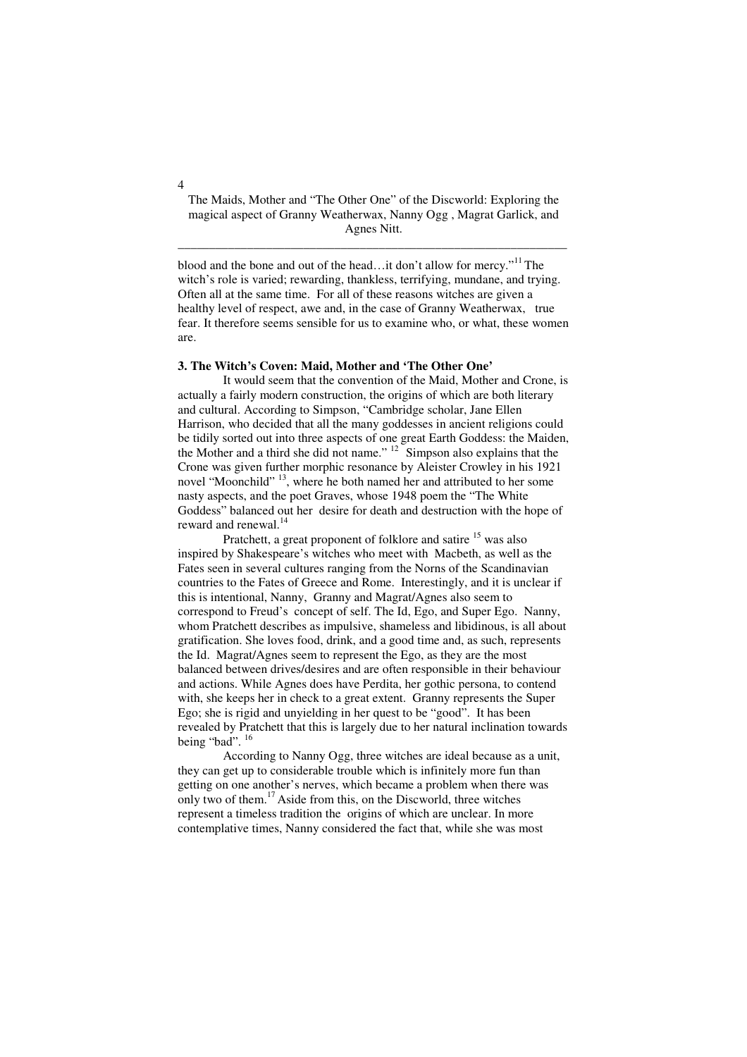blood and the bone and out of the head…it don't allow for mercy."[11] The witch's role is varied; rewarding, thankless, terrifying, mundane, and trying. Often all at the same time. For all of these reasons witches are given a healthy level of respect, awe and, in the case of Granny Weatherwax, true fear. It therefore seems sensible for us to examine who, or what, these women are.

### 3. The Witch's Coven: Maid, Mother and 'The Other One'

It would seem that the convention of the Maid, Mother and Crone, is actually a fairly modern construction, the origins of which are both literary and cultural. According to Simpson, "Cambridge scholar, Jane Ellen Harrison, who decided that all the many goddesses in ancient religions could be tidily sorted out into three aspects of one great Earth Goddess: the Maiden, the Mother and a third she did not name." [12] Simpson also explains that the Crone was given further morphic resonance by Aleister Crowley in his 1921 novel "Moonchild" [13], where he both named her and attributed to her some nasty aspects, and the poet Graves, whose 1948 poem the "The White Goddess" balanced out her desire for death and destruction with the hope of reward and renewal.[14]

Pratchett, a great proponent of folklore and satire [15] was also inspired by Shakespeare's witches who meet with Macbeth, as well as the Fates seen in several cultures ranging from the Norns of the Scandinavian countries to the Fates of Greece and Rome. Interestingly, and it is unclear if this is intentional, Nanny, Granny and Magrat/Agnes also seem to correspond to Freud's concept of self. The Id, Ego, and Super Ego. Nanny, whom Pratchett describes as impulsive, shameless and libidinous, is all about gratification. She loves food, drink, and a good time and, as such, represents the Id. Magrat/Agnes seem to represent the Ego, as they are the most balanced between drives/desires and are often responsible in their behaviour and actions. While Agnes does have Perdita, her gothic persona, to contend with, she keeps her in check to a great extent. Granny represents the Super Ego; she is rigid and unyielding in her quest to be "good". It has been revealed by Pratchett that this is largely due to her natural inclination towards being "bad". [16]

According to Nanny Ogg, three witches are ideal because as a unit, they can get up to considerable trouble which is infinitely more fun than getting on one another's nerves, which became a problem when there was only two of them.[17] Aside from this, on the Discworld, three witches represent a timeless tradition the origins of which are unclear. In more contemplative times, Nanny considered the fact that, while she was most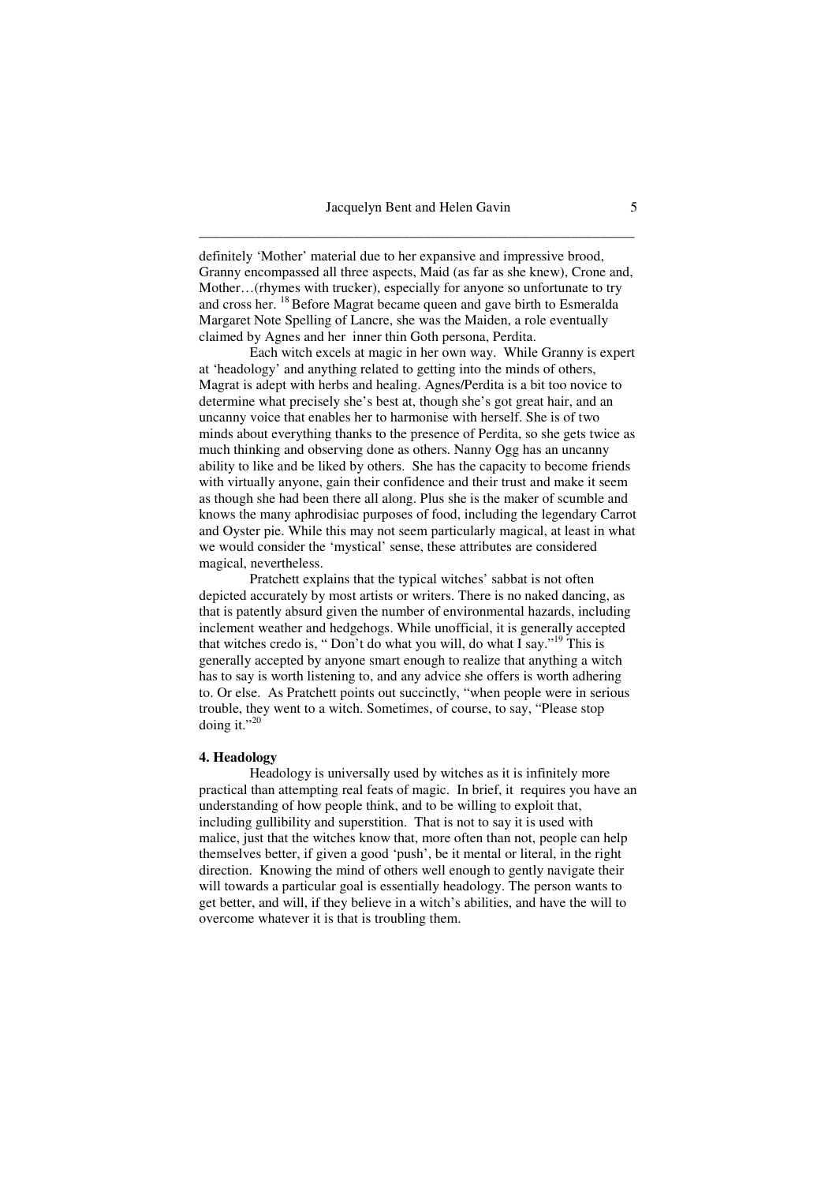definitely 'Mother' material due to her expansive and impressive brood, Granny encompassed all three aspects, Maid (as far as she knew), Crone and, Mother…(rhymes with trucker), especially for anyone so unfortunate to try and cross her. [18] Before Magrat became queen and gave birth to Esmeralda Margaret Note Spelling of Lancre, she was the Maiden, a role eventually claimed by Agnes and her inner thin Goth persona, Perdita.

Each witch excels at magic in her own way. While Granny is expert at 'headology' and anything related to getting into the minds of others, Magrat is adept with herbs and healing. Agnes/Perdita is a bit too novice to determine what precisely she's best at, though she's got great hair, and an uncanny voice that enables her to harmonise with herself. She is of two minds about everything thanks to the presence of Perdita, so she gets twice as much thinking and observing done as others. Nanny Ogg has an uncanny ability to like and be liked by others. She has the capacity to become friends with virtually anyone, gain their confidence and their trust and make it seem as though she had been there all along. Plus she is the maker of scumble and knows the many aphrodisiac purposes of food, including the legendary Carrot and Oyster pie. While this may not seem particularly magical, at least in what we would consider the 'mystical' sense, these attributes are considered magical, nevertheless.

Pratchett explains that the typical witches' sabbat is not often depicted accurately by most artists or writers. There is no naked dancing, as that is patently absurd given the number of environmental hazards, including inclement weather and hedgehogs. While unofficial, it is generally accepted that witches credo is, " Don't do what you will, do what I say."[19] This is generally accepted by anyone smart enough to realize that anything a witch has to say is worth listening to, and any advice she offers is worth adhering to. Or else. As Pratchett points out succinctly, "when people were in serious trouble, they went to a witch. Sometimes, of course, to say, "Please stop doing it."[20]

**4. Headology**

Headology is universally used by witches as it is infinitely more practical than attempting real feats of magic. In brief, it requires you have an understanding of how people think, and to be willing to exploit that, including gullibility and superstition. That is not to say it is used with malice, just that the witches know that, more often than not, people can help themselves better, if given a good 'push', be it mental or literal, in the right direction. Knowing the mind of others well enough to gently navigate their will towards a particular goal is essentially headology. The person wants to get better, and will, if they believe in a witch's abilities, and have the will to overcome whatever it is that is troubling them.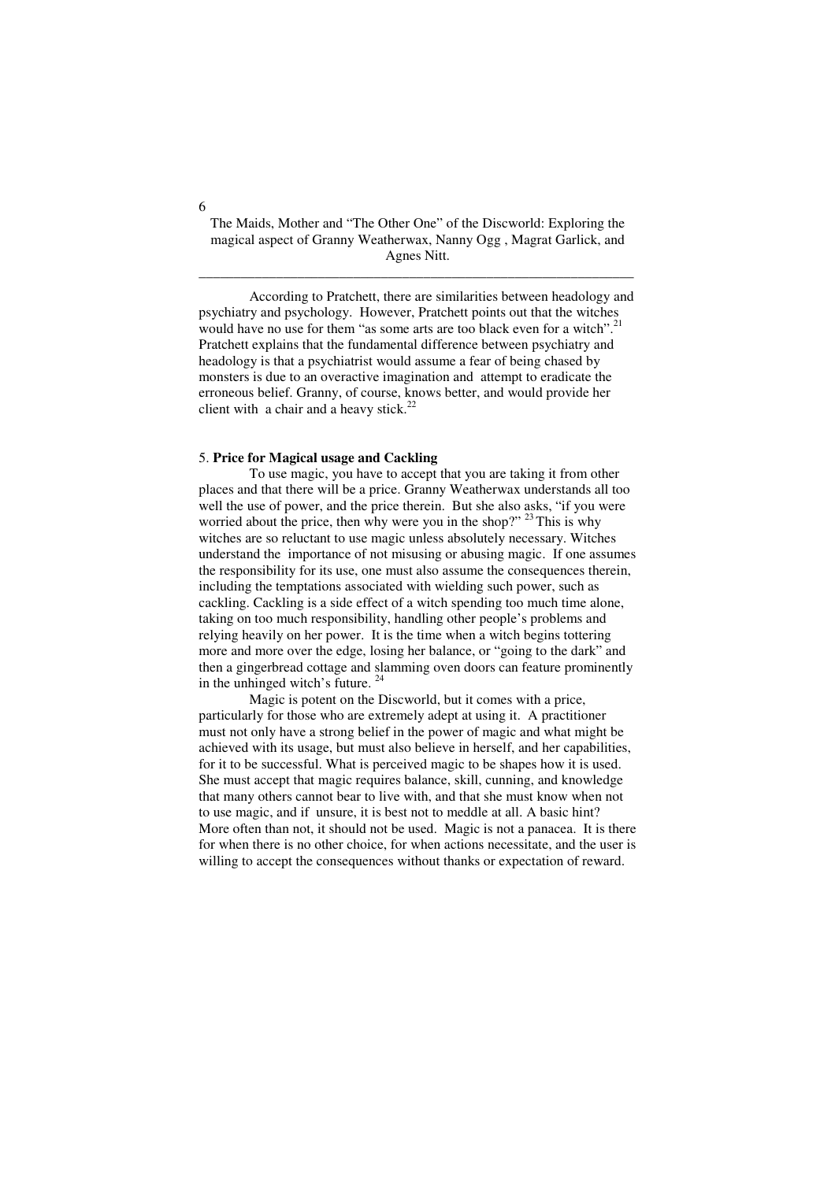According to Pratchett, there are similarities between headology and psychiatry and psychology. However, Pratchett points out that the witches would have no use for them "as some arts are too black even for a witch".[21] Pratchett explains that the fundamental difference between psychiatry and headology is that a psychiatrist would assume a fear of being chased by monsters is due to an overactive imagination and attempt to eradicate the erroneous belief. Granny, of course, knows better, and would provide her client with a chair and a heavy stick.[22]

## 5. **Price for Magical usage and Cackling**

To use magic, you have to accept that you are taking it from other places and that there will be a price. Granny Weatherwax understands all too well the use of power, and the price therein. But she also asks, "if you were worried about the price, then why were you in the shop?" [23] This is why witches are so reluctant to use magic unless absolutely necessary. Witches understand the importance of not misusing or abusing magic. If one assumes the responsibility for its use, one must also assume the consequences therein, including the temptations associated with wielding such power, such as cackling. Cackling is a side effect of a witch spending too much time alone, taking on too much responsibility, handling other people's problems and relying heavily on her power. It is the time when a witch begins tottering more and more over the edge, losing her balance, or "going to the dark" and then a gingerbread cottage and slamming oven doors can feature prominently in the unhinged witch's future. [24]

Magic is potent on the Discworld, but it comes with a price, particularly for those who are extremely adept at using it. A practitioner must not only have a strong belief in the power of magic and what might be achieved with its usage, but must also believe in herself, and her capabilities, for it to be successful. What is perceived magic to be shapes how it is used. She must accept that magic requires balance, skill, cunning, and knowledge that many others cannot bear to live with, and that she must know when not to use magic, and if unsure, it is best not to meddle at all. A basic hint? More often than not, it should not be used. Magic is not a panacea. It is there for when there is no other choice, for when actions necessitate, and the user is willing to accept the consequences without thanks or expectation of reward.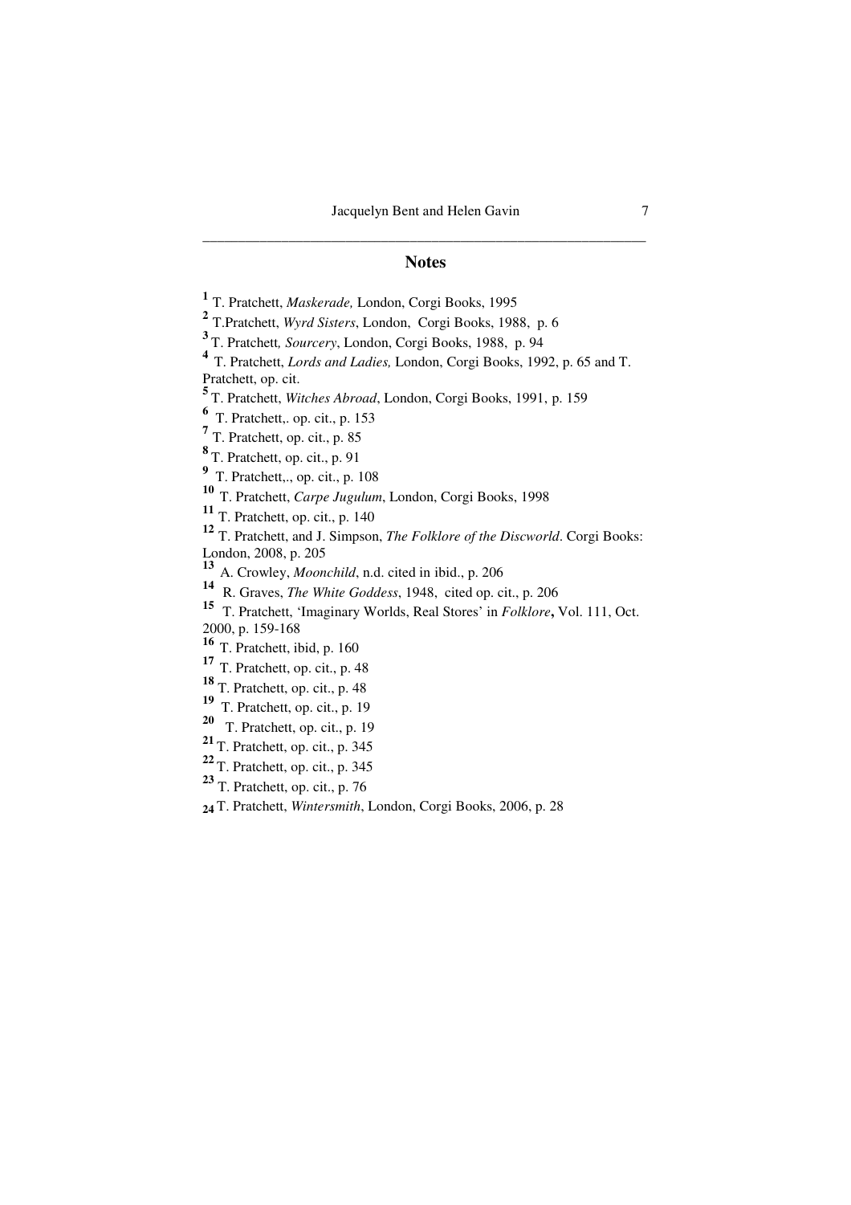## Notes

[1] T. Pratchett, *Maskerade,* London, Corgi Books, 1995

[2] T.Pratchett, *Wyrd Sisters*, London, Corgi Books, 1988, p. 6

[3] T. Pratchett*, Sourcery*, London, Corgi Books, 1988, p. 94

[4] T. Pratchett, *Lords and Ladies,* London, Corgi Books, 1992, p. 65 and T. Pratchett, op. cit.

[5] T. Pratchett, *Witches Abroad*, London, Corgi Books, 1991, p. 159

[6] T. Pratchett,. op. cit., p. 153

[7] T. Pratchett, op. cit., p. 85

[8] T. Pratchett, op. cit., p. 91

[9] T. Pratchett,., op. cit., p. 108

[10] T. Pratchett, *Carpe Jugulum*, London, Corgi Books, 1998

[11] T. Pratchett, op. cit., p. 140

[12] T. Pratchett, and J. Simpson, *The Folklore of the Discworld*. Corgi Books: London, 2008, p. 205

[13] A. Crowley, *Moonchild*, n.d. cited in ibid., p. 206

[14] R. Graves, *The White Goddess*, 1948, cited op. cit., p. 206

[15] T. Pratchett, 'Imaginary Worlds, Real Stores' in *Folklore***,** Vol. 111, Oct. 2000, p. 159-168

[16] T. Pratchett, ibid, p. 160

[17] T. Pratchett, op. cit., p. 48

[18] T. Pratchett, op. cit., p. 48

[19] T. Pratchett, op. cit., p. 19

[20] T. Pratchett, op. cit., p. 19

[21] T. Pratchett, op. cit., p. 345

[22] T. Pratchett, op. cit., p. 345

[23] T. Pratchett, op. cit., p. 76

[24] T. Pratchett, *Wintersmith*, London, Corgi Books, 2006, p. 28